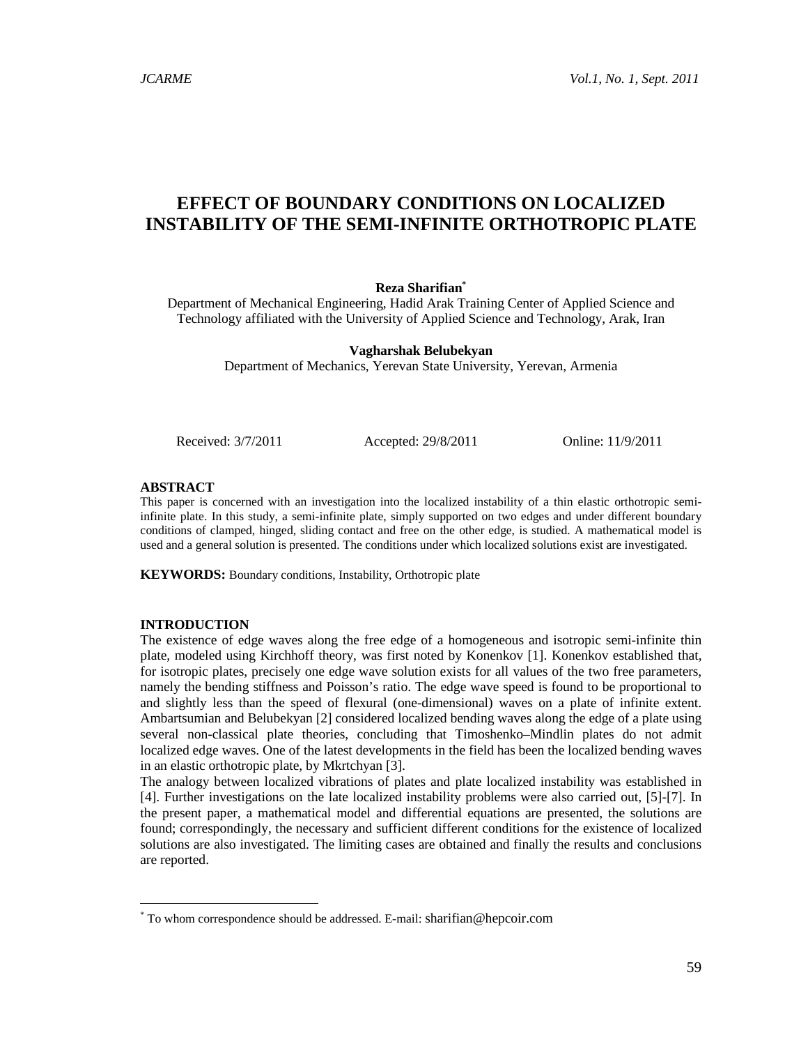# EFFECT OF BOUNDARY CONDITIONS ON LOCALIZED INSTABILITY OF THE SEMI-INFINITE ORTHOTROPIC PLATE

**Reza Sharifian***

Department of Mechanical Engineering, Hadid Arak Training Center of Applied Science and Technology affiliated with the University of Applied Science and Technology, Arak, Iran

**Vagharshak Belubekyan**

Department of Mechanics, Yerevan State University, Yerevan, Armenia

Received: 3/7/2011 Accepted: 29/8/2011 Online: 11/9/2011

## ABSTRACT

This paper is concerned with an investigation into the localized instability of a thin elastic orthotropic semi-infinite plate. In this study, a semi-infinite plate, simply supported on two edges and under different boundary conditions of clamped, hinged, sliding contact and free on the other edge, is studied. A mathematical model is used and a general solution is presented. The conditions under which localized solutions exist are investigated.

**KEYWORDS:** Boundary conditions, Instability, Orthotropic plate

## INTRODUCTION

The existence of edge waves along the free edge of a homogeneous and isotropic semi-infinite thin plate, modeled using Kirchhoff theory, was first noted by Konenkov [1]. Konenkov established that, for isotropic plates, precisely one edge wave solution exists for all values of the two free parameters, namely the bending stiffness and Poisson's ratio. The edge wave speed is found to be proportional to and slightly less than the speed of flexural (one-dimensional) waves on a plate of infinite extent. Ambartsumian and Belubekyan [2] considered localized bending waves along the edge of a plate using several non-classical plate theories, concluding that Timoshenko–Mindlin plates do not admit localized edge waves. One of the latest developments in the field has been the localized bending waves in an elastic orthotropic plate, by Mkrtchyan [3].

The analogy between localized vibrations of plates and plate localized instability was established in [4]. Further investigations on the late localized instability problems were also carried out, [5]-[7]. In the present paper, a mathematical model and differential equations are presented, the solutions are found; correspondingly, the necessary and sufficient different conditions for the existence of localized solutions are also investigated. The limiting cases are obtained and finally the results and conclusions are reported.

---

* To whom correspondence should be addressed. E-mail: sharifian@hepcoir.com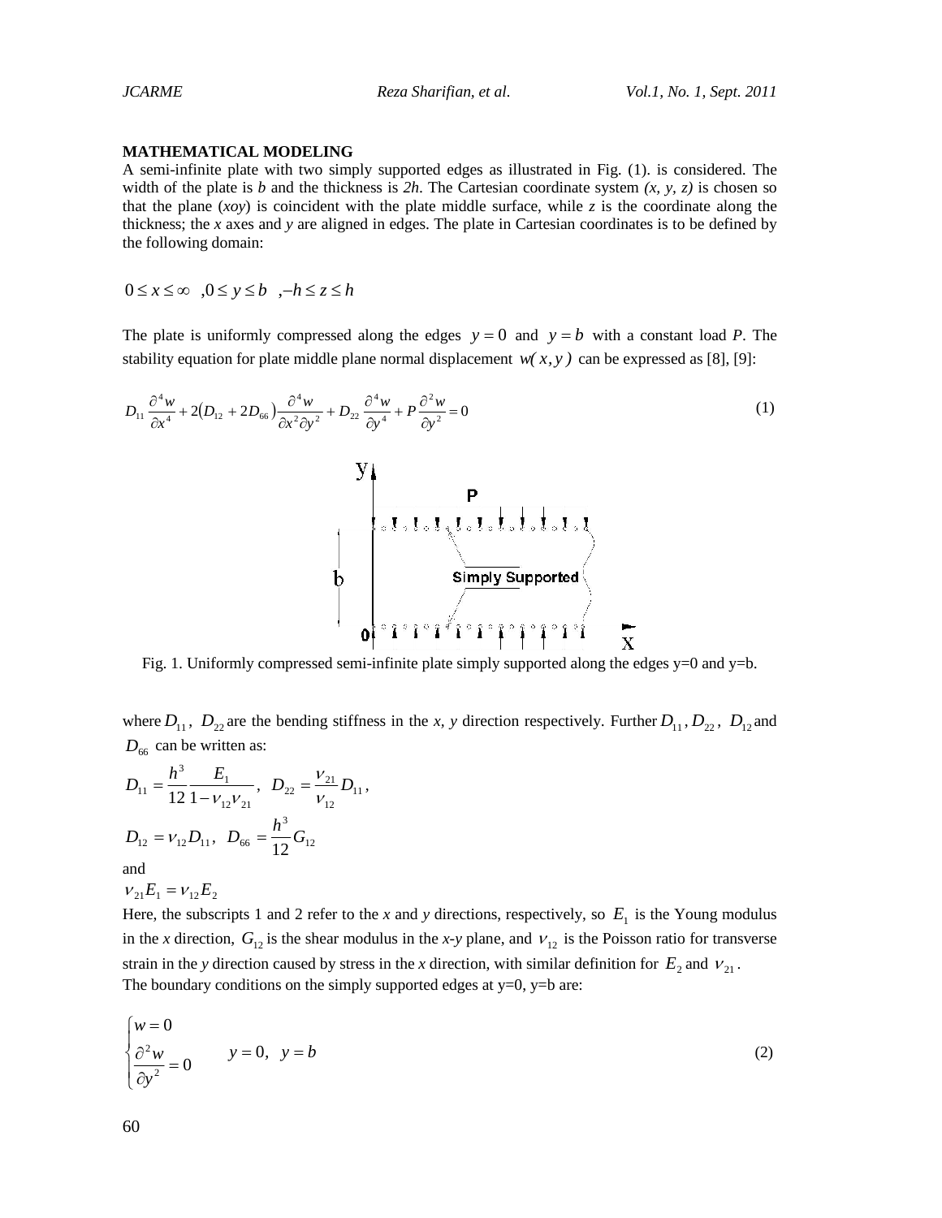**MATHEMATICAL MODELING**

A semi-infinite plate with two simply supported edges as illustrated in Fig. (1). is considered. The width of the plate is *b* and the thickness is *2h*. The Cartesian coordinate system *(x, y, z)* is chosen so that the plane (*xoy*) is coincident with the plate middle surface, while *z* is the coordinate along the thickness; the *x* axes and *y* are aligned in edges. The plate in Cartesian coordinates is to be defined by the following domain:

$$0 \le x \le \infty \quad ,0 \le y \le b \quad ,-h \le z \le h$$

The plate is uniformly compressed along the edges $y = 0$ and $y = b$ with a constant load *P*. The stability equation for plate middle plane normal displacement $w(x, y)$ can be expressed as [8], [9]:

$$D_{11}\frac{\partial^4 w}{\partial x^4} + 2\left(D_{12} + 2D_{66}\right)\frac{\partial^4 w}{\partial x^2 \partial y^2} + D_{22}\frac{\partial^4 w}{\partial y^4} + P\frac{\partial^2 w}{\partial y^2} = 0 \tag{1}$$

Fig. 1. Uniformly compressed semi-infinite plate simply supported along the edges y=0 and y=b.

where $D_{11}$, $D_{22}$ are the bending stiffness in the *x, y* direction respectively. Further $D_{11}$, $D_{22}$, $D_{12}$ and $D_{66}$ can be written as:

$$D_{11} = \frac{h^3}{12}\frac{E_1}{1-\nu_{12}\nu_{21}}, \quad D_{22} = \frac{\nu_{21}}{\nu_{12}}D_{11},$$

$$D_{12} = \nu_{12}D_{11}, \quad D_{66} = \frac{h^3}{12}G_{12}$$

and

$$\nu_{21}E_1 = \nu_{12}E_2$$

Here, the subscripts 1 and 2 refer to the *x* and *y* directions, respectively, so $E_1$ is the Young modulus in the *x* direction, $G_{12}$ is the shear modulus in the *x-y* plane, and $\nu_{12}$ is the Poisson ratio for transverse strain in the *y* direction caused by stress in the *x* direction, with similar definition for $E_2$ and $\nu_{21}$.

The boundary conditions on the simply supported edges at y=0, y=b are:

$$\begin{cases} w = 0 \\ \dfrac{\partial^2 w}{\partial y^2} = 0 \end{cases} \qquad y = 0, \quad y = b \tag{2}$$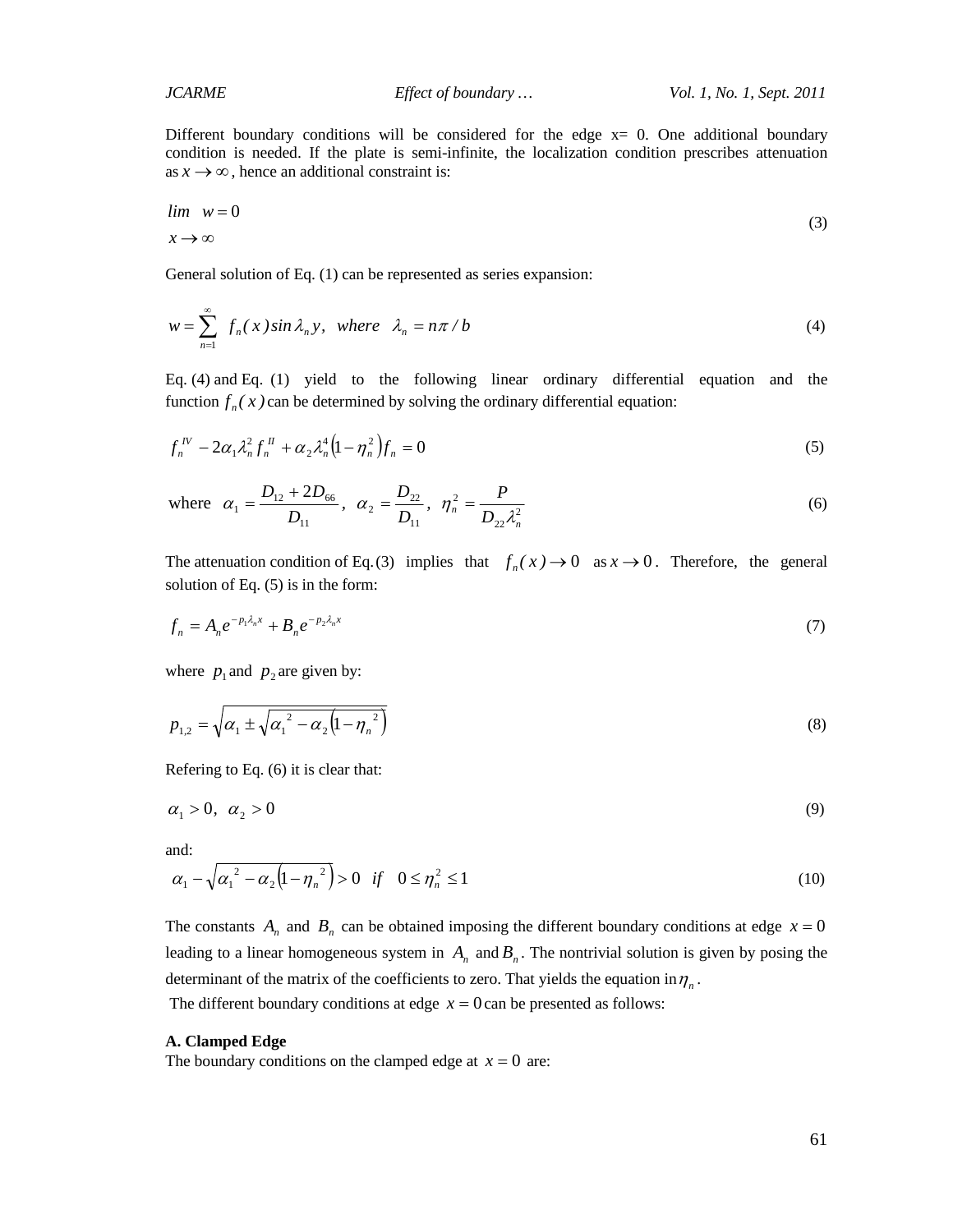Different boundary conditions will be considered for the edge x= 0. One additional boundary condition is needed. If the plate is semi-infinite, the localization condition prescribes attenuation as $x \to \infty$, hence an additional constraint is:

$$\lim_{x \to \infty} w = 0 \tag{3}$$

General solution of Eq. (1) can be represented as series expansion:

$$w = \sum_{n=1}^{\infty} f_n(x) \sin \lambda_n y, \;\; where \;\; \lambda_n = n\pi / b \tag{4}$$

Eq. (4) and Eq. (1) yield to the following linear ordinary differential equation and the function $f_n(x)$ can be determined by solving the ordinary differential equation:

$$f_n^{IV} - 2\alpha_1 \lambda_n^2 f_n^{II} + \alpha_2 \lambda_n^4 \left(1 - \eta_n^2\right) f_n = 0 \tag{5}$$

$$\text{where} \;\; \alpha_1 = \frac{D_{12} + 2D_{66}}{D_{11}}, \;\; \alpha_2 = \frac{D_{22}}{D_{11}}, \;\; \eta_n^2 = \frac{P}{D_{22}\lambda_n^2} \tag{6}$$

The attenuation condition of Eq.(3) implies that $f_n(x) \to 0$ as $x \to 0$. Therefore, the general solution of Eq. (5) is in the form:

$$f_n = A_n e^{-p_1 \lambda_n x} + B_n e^{-p_2 \lambda_n x} \tag{7}$$

where $p_1$ and $p_2$ are given by:

$$p_{1,2} = \sqrt{\alpha_1 \pm \sqrt{\alpha_1^{\,2} - \alpha_2 \left(1 - \eta_n^{\,2}\right)}} \tag{8}$$

Refering to Eq. (6) it is clear that:

$$\alpha_1 > 0, \;\; \alpha_2 > 0 \tag{9}$$

and:

$$\alpha_1 - \sqrt{\alpha_1^{\,2} - \alpha_2 \left(1 - \eta_n^{\,2}\right)} > 0 \;\;\; if \;\;\; 0 \le \eta_n^2 \le 1 \tag{10}$$

The constants $A_n$ and $B_n$ can be obtained imposing the different boundary conditions at edge $x = 0$ leading to a linear homogeneous system in $A_n$ and $B_n$. The nontrivial solution is given by posing the determinant of the matrix of the coefficients to zero. That yields the equation in $\eta_n$.

The different boundary conditions at edge $x = 0$ can be presented as follows:

**A. Clamped Edge**

The boundary conditions on the clamped edge at $x = 0$ are: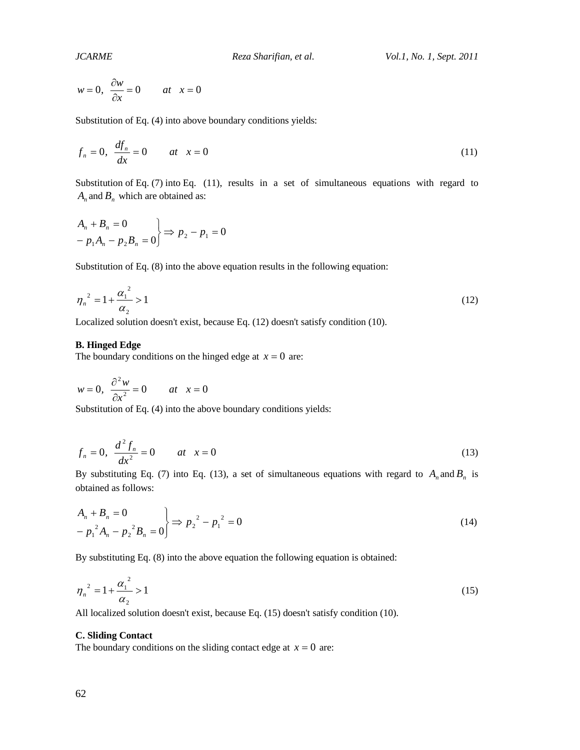$$w = 0,\ \frac{\partial w}{\partial x} = 0 \qquad at \quad x = 0$$

Substitution of Eq. (4) into above boundary conditions yields:

$$f_n = 0,\ \frac{df_n}{dx} = 0 \qquad at \quad x = 0 \tag{11}$$

Substitution of Eq. (7) into Eq. (11), results in a set of simultaneous equations with regard to $A_n$ and $B_n$ which are obtained as:

$$\left.\begin{array}{l} A_n + B_n = 0 \\ -p_1 A_n - p_2 B_n = 0 \end{array}\right\} \Rightarrow p_2 - p_1 = 0$$

Substitution of Eq. (8) into the above equation results in the following equation:

$$\eta_n^{\ 2} = 1 + \frac{\alpha_1^{\ 2}}{\alpha_2} > 1 \tag{12}$$

Localized solution doesn't exist, because Eq. (12) doesn't satisfy condition (10).

**B. Hinged Edge**

The boundary conditions on the hinged edge at $x = 0$ are:

$$w = 0,\ \frac{\partial^2 w}{\partial x^2} = 0 \qquad at \quad x = 0$$

Substitution of Eq. (4) into the above boundary conditions yields:

$$f_n = 0,\ \frac{d^2 f_n}{dx^2} = 0 \qquad at \quad x = 0 \tag{13}$$

By substituting Eq. (7) into Eq. (13), a set of simultaneous equations with regard to $A_n$ and $B_n$ is obtained as follows:

$$\left.\begin{array}{l} A_n + B_n = 0 \\ -p_1^{\ 2} A_n - p_2^{\ 2} B_n = 0 \end{array}\right\} \Rightarrow p_2^{\ 2} - p_1^{\ 2} = 0 \tag{14}$$

By substituting Eq. (8) into the above equation the following equation is obtained:

$$\eta_n^{\ 2} = 1 + \frac{\alpha_1^{\ 2}}{\alpha_2} > 1 \tag{15}$$

All localized solution doesn't exist, because Eq. (15) doesn't satisfy condition (10).

**C. Sliding Contact**

The boundary conditions on the sliding contact edge at $x = 0$ are: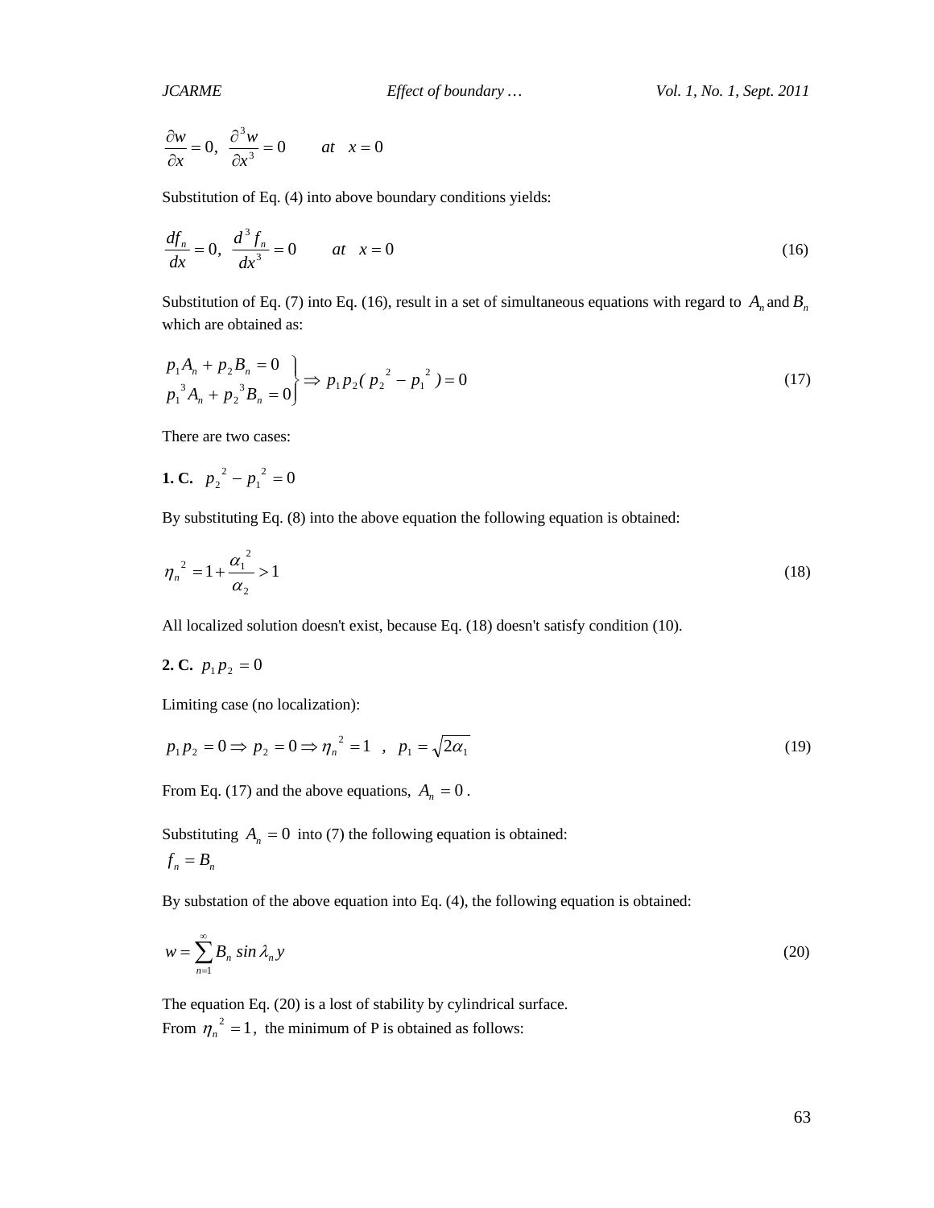$$\frac{\partial w}{\partial x} = 0, \;\; \frac{\partial^3 w}{\partial x^3} = 0 \qquad at \quad x = 0$$

Substitution of Eq. (4) into above boundary conditions yields:

$$\frac{df_n}{dx} = 0, \;\; \frac{d^3 f_n}{dx^3} = 0 \qquad at \quad x = 0 \tag{16}$$

Substitution of Eq. (7) into Eq. (16), result in a set of simultaneous equations with regard to $A_n$ and $B_n$ which are obtained as:

$$\left.\begin{aligned} p_1 A_n + p_2 B_n = 0 \\ p_1^{\,3} A_n + p_2^{\,3} B_n = 0 \end{aligned}\right\} \Rightarrow p_1 p_2 (\, p_2^{\,2} - p_1^{\,2}\,) = 0 \tag{17}$$

There are two cases:

**1. C.** $p_2^{\,2} - p_1^{\,2} = 0$

By substituting Eq. (8) into the above equation the following equation is obtained:

$$\eta_n^{\,2} = 1 + \frac{\alpha_1^{\,2}}{\alpha_2} > 1 \tag{18}$$

All localized solution doesn't exist, because Eq. (18) doesn't satisfy condition (10).

**2. C.** $p_1 p_2 = 0$

Limiting case (no localization):

$$p_1 p_2 = 0 \Rightarrow p_2 = 0 \Rightarrow \eta_n^{\,2} = 1 \quad , \quad p_1 = \sqrt{2\alpha_1} \tag{19}$$

From Eq. (17) and the above equations, $A_n = 0$ .

Substituting $A_n = 0$ into (7) the following equation is obtained:
$f_n = B_n$

By substation of the above equation into Eq. (4), the following equation is obtained:

$$w = \sum_{n=1}^{\infty} B_n \sin \lambda_n y \tag{20}$$

The equation Eq. (20) is a lost of stability by cylindrical surface.
From $\eta_n^{\,2} = 1$, the minimum of P is obtained as follows: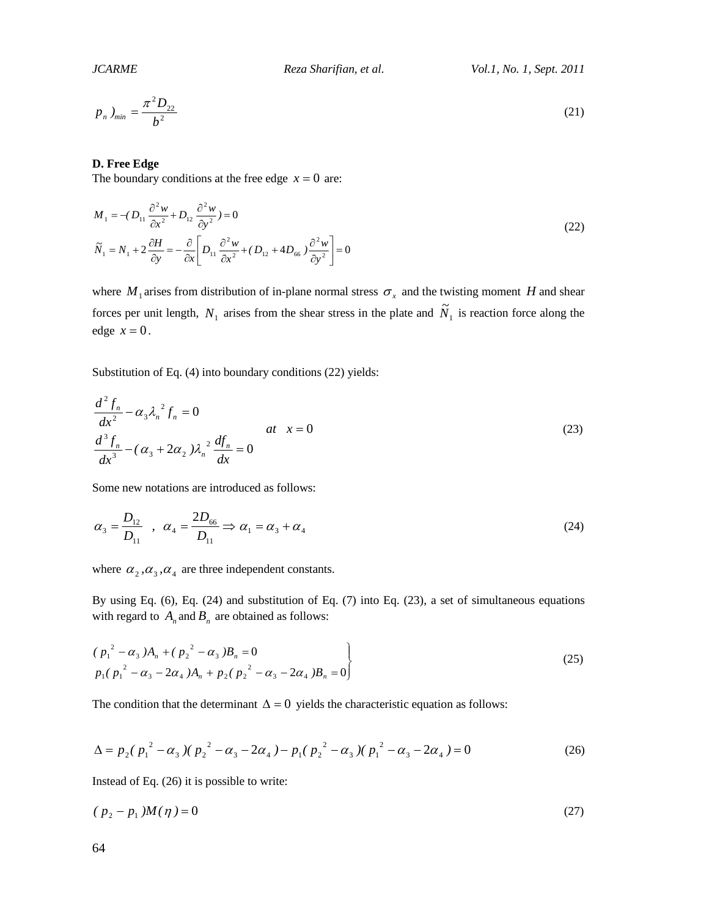$$p_n)_{min} = \frac{\pi^2 D_{22}}{b^2} \tag{21}$$

**D. Free Edge**

The boundary conditions at the free edge $x = 0$ are:

$$\begin{aligned} M_1 &= -( D_{11} \frac{\partial^2 w}{\partial x^2} + D_{12} \frac{\partial^2 w}{\partial y^2} ) = 0 \\ \tilde{N}_1 &= N_1 + 2\frac{\partial H}{\partial y} = -\frac{\partial}{\partial x}\left[ D_{11} \frac{\partial^2 w}{\partial x^2} + ( D_{12} + 4D_{66} ) \frac{\partial^2 w}{\partial y^2} \right] = 0 \end{aligned} \tag{22}$$

where $M_1$ arises from distribution of in-plane normal stress $\sigma_x$ and the twisting moment $H$ and shear forces per unit length, $N_1$ arises from the shear stress in the plate and $\tilde{N}_1$ is reaction force along the edge $x = 0$.

Substitution of Eq. (4) into boundary conditions (22) yields:

$$\left.\begin{aligned} &\frac{d^2 f_n}{dx^2} - \alpha_3 \lambda_n{}^2 f_n = 0 \\ &\frac{d^3 f_n}{dx^3} - ( \alpha_3 + 2\alpha_2 ) \lambda_n{}^2 \frac{df_n}{dx} = 0 \end{aligned}\right. \quad at \quad x = 0 \tag{23}$$

Some new notations are introduced as follows:

$$\alpha_3 = \frac{D_{12}}{D_{11}} \quad , \quad \alpha_4 = \frac{2D_{66}}{D_{11}} \Rightarrow \alpha_1 = \alpha_3 + \alpha_4 \tag{24}$$

where $\alpha_2, \alpha_3, \alpha_4$ are three independent constants.

By using Eq. (6), Eq. (24) and substitution of Eq. (7) into Eq. (23), a set of simultaneous equations with regard to $A_n$ and $B_n$ are obtained as follows:

$$\left.\begin{aligned} &( p_1{}^2 - \alpha_3 ) A_n + ( p_2{}^2 - \alpha_3 ) B_n = 0 \\ &p_1 ( p_1{}^2 - \alpha_3 - 2\alpha_4 ) A_n + p_2 ( p_2{}^2 - \alpha_3 - 2\alpha_4 ) B_n = 0 \end{aligned}\right\} \tag{25}$$

The condition that the determinant $\Delta = 0$ yields the characteristic equation as follows:

$$\Delta = p_2 ( p_1{}^2 - \alpha_3 )( p_2{}^2 - \alpha_3 - 2\alpha_4 ) - p_1 ( p_2{}^2 - \alpha_3 )( p_1{}^2 - \alpha_3 - 2\alpha_4 ) = 0 \tag{26}$$

Instead of Eq. (26) it is possible to write:

$$( p_2 - p_1 ) M( \eta ) = 0 \tag{27}$$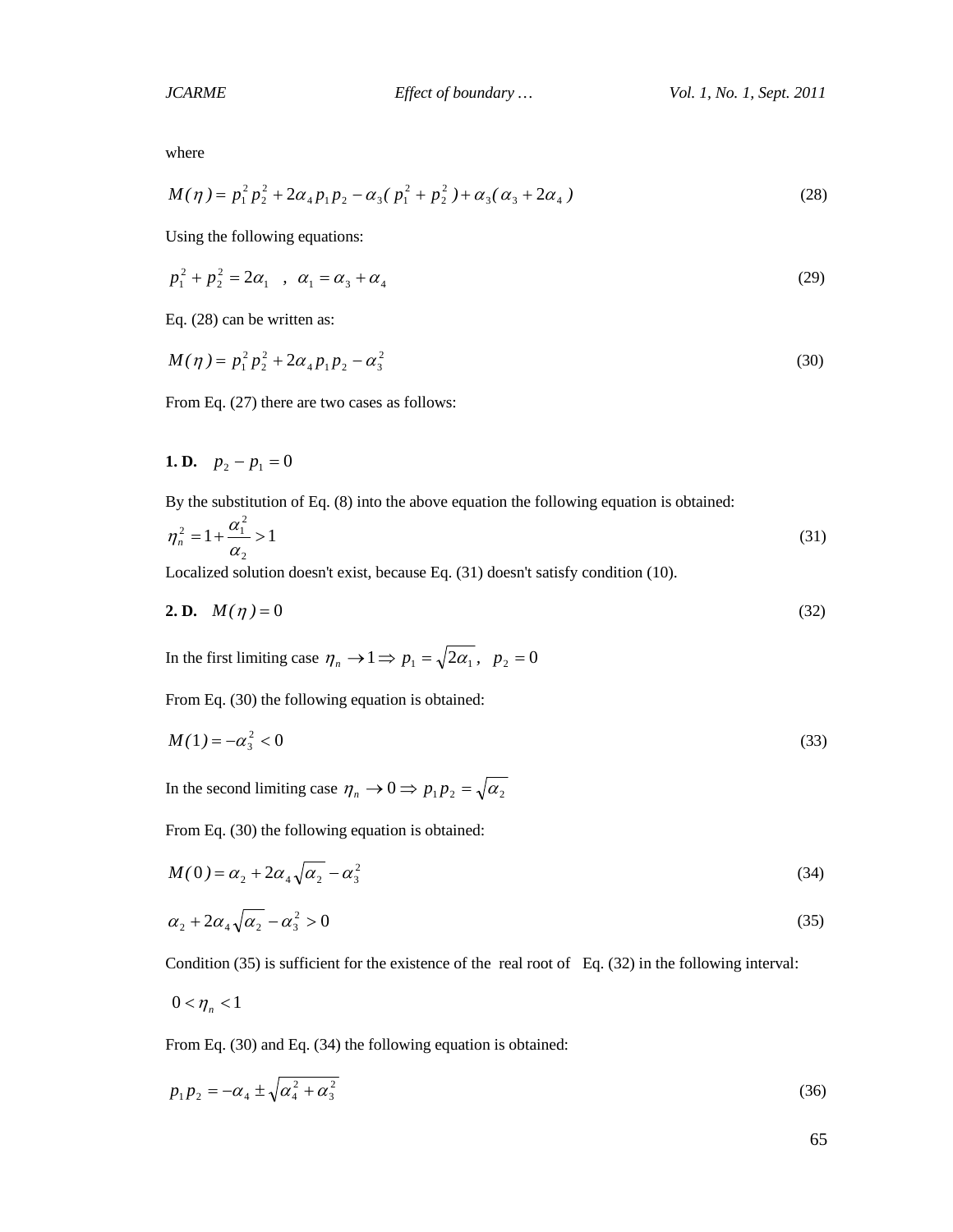where

$$M(\eta) = p_1^2 p_2^2 + 2\alpha_4 p_1 p_2 - \alpha_3(p_1^2 + p_2^2) + \alpha_3(\alpha_3 + 2\alpha_4) \tag{28}$$

Using the following equations:

$$p_1^2 + p_2^2 = 2\alpha_1 \quad , \quad \alpha_1 = \alpha_3 + \alpha_4 \tag{29}$$

Eq. (28) can be written as:

$$M(\eta) = p_1^2 p_2^2 + 2\alpha_4 p_1 p_2 - \alpha_3^2 \tag{30}$$

From Eq. (27) there are two cases as follows:

**1. D.** $\quad p_2 - p_1 = 0$

By the substitution of Eq. (8) into the above equation the following equation is obtained:

$$\eta_n^2 = 1 + \frac{\alpha_1^2}{\alpha_2} > 1 \tag{31}$$

Localized solution doesn't exist, because Eq. (31) doesn't satisfy condition (10).

**2. D.** $\quad M(\eta) = 0 \qquad (32)$

In the first limiting case $\eta_n \to 1 \Rightarrow p_1 = \sqrt{2\alpha_1}, \;\; p_2 = 0$

From Eq. (30) the following equation is obtained:

$$M(1) = -\alpha_3^2 < 0 \tag{33}$$

In the second limiting case $\eta_n \to 0 \Rightarrow p_1 p_2 = \sqrt{\alpha_2}$

From Eq. (30) the following equation is obtained:

$$M(0) = \alpha_2 + 2\alpha_4\sqrt{\alpha_2} - \alpha_3^2 \tag{34}$$

$$\alpha_2 + 2\alpha_4\sqrt{\alpha_2} - \alpha_3^2 > 0 \tag{35}$$

Condition (35) is sufficient for the existence of the real root of Eq. (32) in the following interval:

$$0 < \eta_n < 1$$

From Eq. (30) and Eq. (34) the following equation is obtained:

$$p_1 p_2 = -\alpha_4 \pm \sqrt{\alpha_4^2 + \alpha_3^2} \tag{36}$$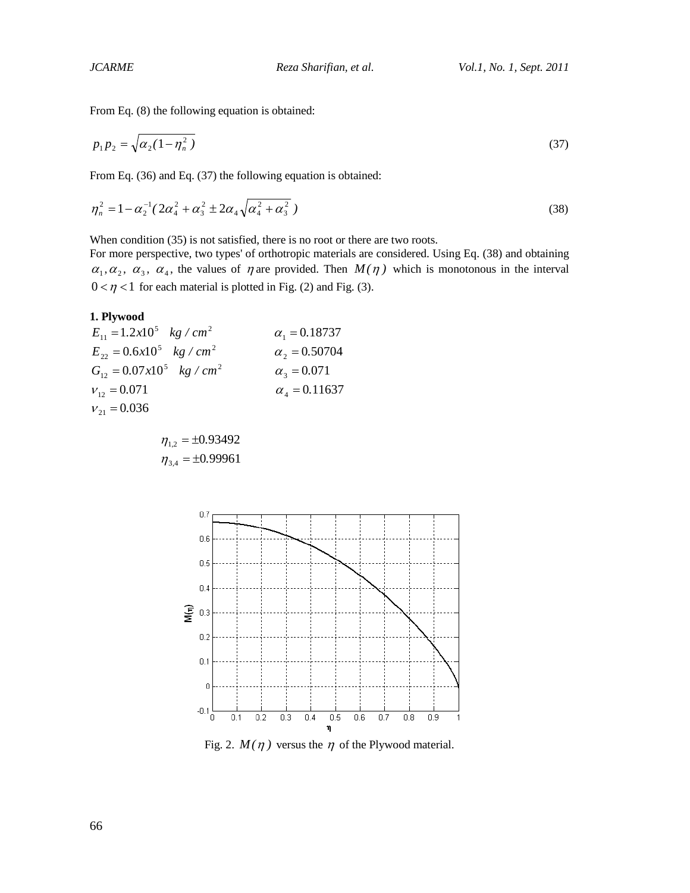From Eq. (8) the following equation is obtained:

$$p_1 p_2 = \sqrt{\alpha_2 (1-\eta_n^2)} \tag{37}$$

From Eq. (36) and Eq. (37) the following equation is obtained:

$$\eta_n^2 = 1 - \alpha_2^{-1}(2\alpha_4^2 + \alpha_3^2 \pm 2\alpha_4 \sqrt{\alpha_4^2 + \alpha_3^2}) \tag{38}$$

When condition (35) is not satisfied, there is no root or there are two roots.
For more perspective, two types' of orthotropic materials are considered. Using Eq. (38) and obtaining $\alpha_1, \alpha_2,\ \alpha_3,\ \alpha_4$, the values of $\eta$ are provided. Then $M(\eta)$ which is monotonous in the interval $0 < \eta < 1$ for each material is plotted in Fig. (2) and Fig. (3).

**1. Plywood**

$E_{11} = 1.2x10^5 \quad kg/cm^2$ $\qquad \alpha_1 = 0.18737$

$E_{22} = 0.6x10^5 \quad kg/cm^2$ $\qquad \alpha_2 = 0.50704$

$G_{12} = 0.07x10^5 \quad kg/cm^2$ $\qquad \alpha_3 = 0.071$

$\nu_{12} = 0.071$ $\qquad \alpha_4 = 0.11637$

$\nu_{21} = 0.036$

$$\eta_{1,2} = \pm 0.93492$$
$$\eta_{3,4} = \pm 0.99961$$

Fig. 2. $M(\eta)$ versus the $\eta$ of the Plywood material.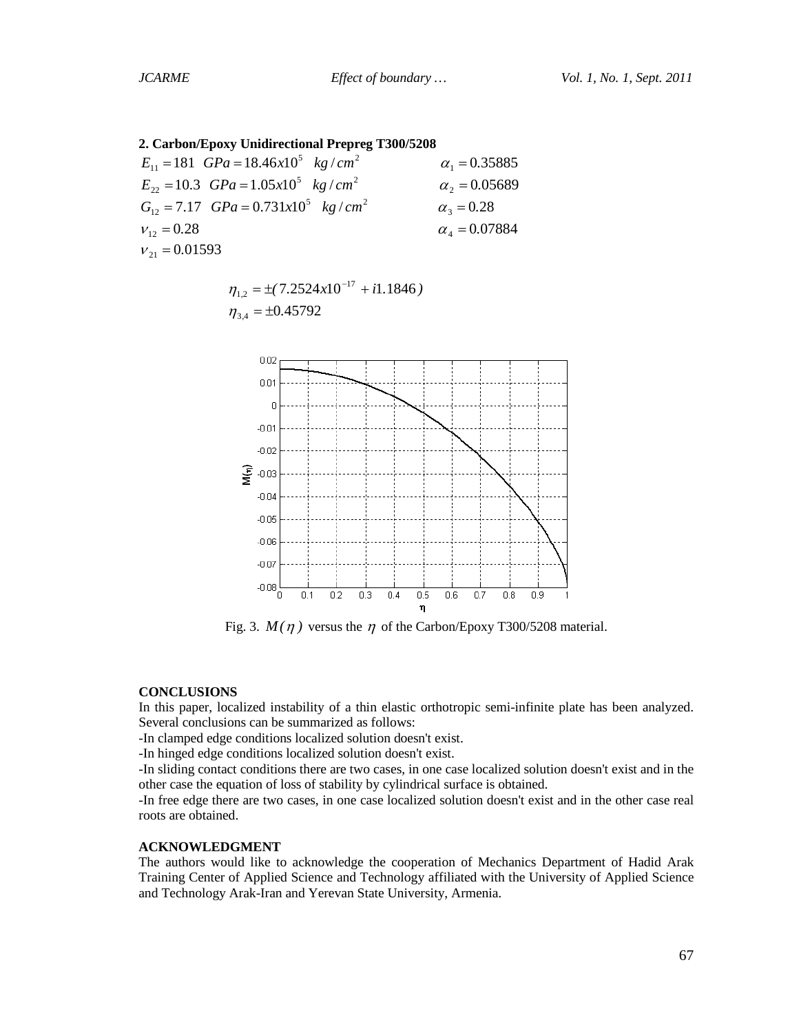**2. Carbon/Epoxy Unidirectional Prepreg T300/5208**

$E_{11} = 181 \quad GPa = 18.46x10^5 \quad kg/cm^2$ $\qquad \alpha_1 = 0.35885$

$E_{22} = 10.3 \quad GPa = 1.05x10^5 \quad kg/cm^2$ $\qquad \alpha_2 = 0.05689$

$G_{12} = 7.17 \quad GPa = 0.731x10^5 \quad kg/cm^2$ $\qquad \alpha_3 = 0.28$

$\nu_{12} = 0.28$ $\qquad \alpha_4 = 0.07884$

$\nu_{21} = 0.01593$

$$\eta_{1,2} = \pm(7.2524x10^{-17} + i1.1846)$$
$$\eta_{3,4} = \pm 0.45792$$

Fig. 3. $M(\eta)$ versus the $\eta$ of the Carbon/Epoxy T300/5208 material.

**CONCLUSIONS**

In this paper, localized instability of a thin elastic orthotropic semi-infinite plate has been analyzed. Several conclusions can be summarized as follows:

-In clamped edge conditions localized solution doesn't exist.

-In hinged edge conditions localized solution doesn't exist.

-In sliding contact conditions there are two cases, in one case localized solution doesn't exist and in the other case the equation of loss of stability by cylindrical surface is obtained.

-In free edge there are two cases, in one case localized solution doesn't exist and in the other case real roots are obtained.

**ACKNOWLEDGMENT**

The authors would like to acknowledge the cooperation of Mechanics Department of Hadid Arak Training Center of Applied Science and Technology affiliated with the University of Applied Science and Technology Arak-Iran and Yerevan State University, Armenia.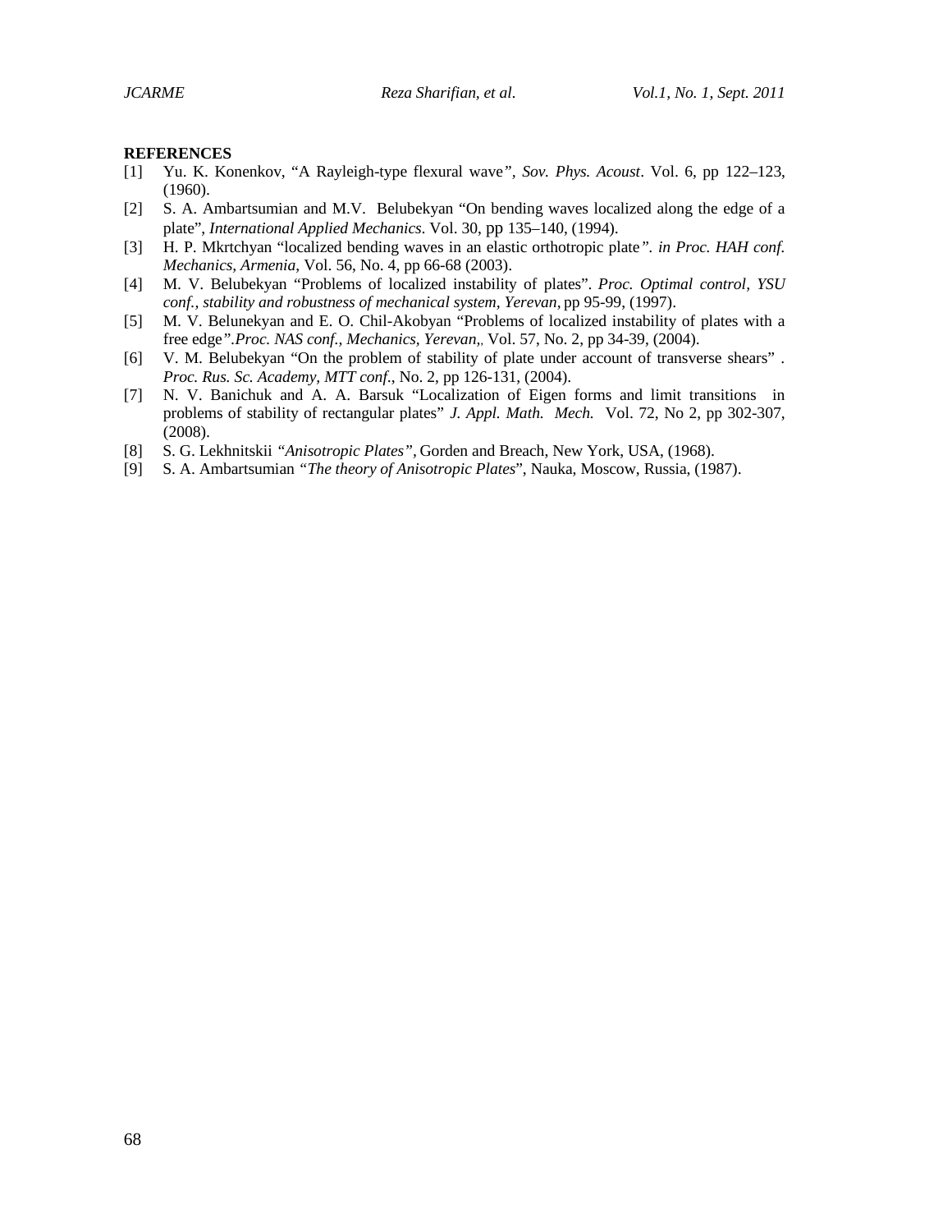**REFERENCES**

[1] Yu. K. Konenkov, "A Rayleigh-type flexural wave", *Sov. Phys. Acoust*. Vol. 6, pp 122–123, (1960).

[2] S. A. Ambartsumian and M.V. Belubekyan "On bending waves localized along the edge of a plate", *International Applied Mechanics*. Vol. 30, pp 135–140, (1994).

[3] H. P. Mkrtchyan "localized bending waves in an elastic orthotropic plate". *in Proc. HAH conf. Mechanics, Armenia*, Vol. 56, No. 4, pp 66-68 (2003).

[4] M. V. Belubekyan "Problems of localized instability of plates". *Proc. Optimal control, YSU conf., stability and robustness of mechanical system, Yerevan*, pp 95-99, (1997).

[5] M. V. Belunekyan and E. O. Chil-Akobyan "Problems of localized instability of plates with a free edge".*Proc. NAS conf., Mechanics, Yerevan,*, Vol. 57, No. 2, pp 34-39, (2004).

[6] V. M. Belubekyan "On the problem of stability of plate under account of transverse shears" . *Proc. Rus. Sc. Academy, MTT conf.*, No. 2, pp 126-131, (2004).

[7] N. V. Banichuk and A. A. Barsuk "Localization of Eigen forms and limit transitions in problems of stability of rectangular plates" *J. Appl. Math. Mech.* Vol. 72, No 2, pp 302-307, (2008).

[8] S. G. Lekhnitskii *"Anisotropic Plates"*, Gorden and Breach, New York, USA, (1968).

[9] S. A. Ambartsumian *"The theory of Anisotropic Plates*", Nauka, Moscow, Russia, (1987).